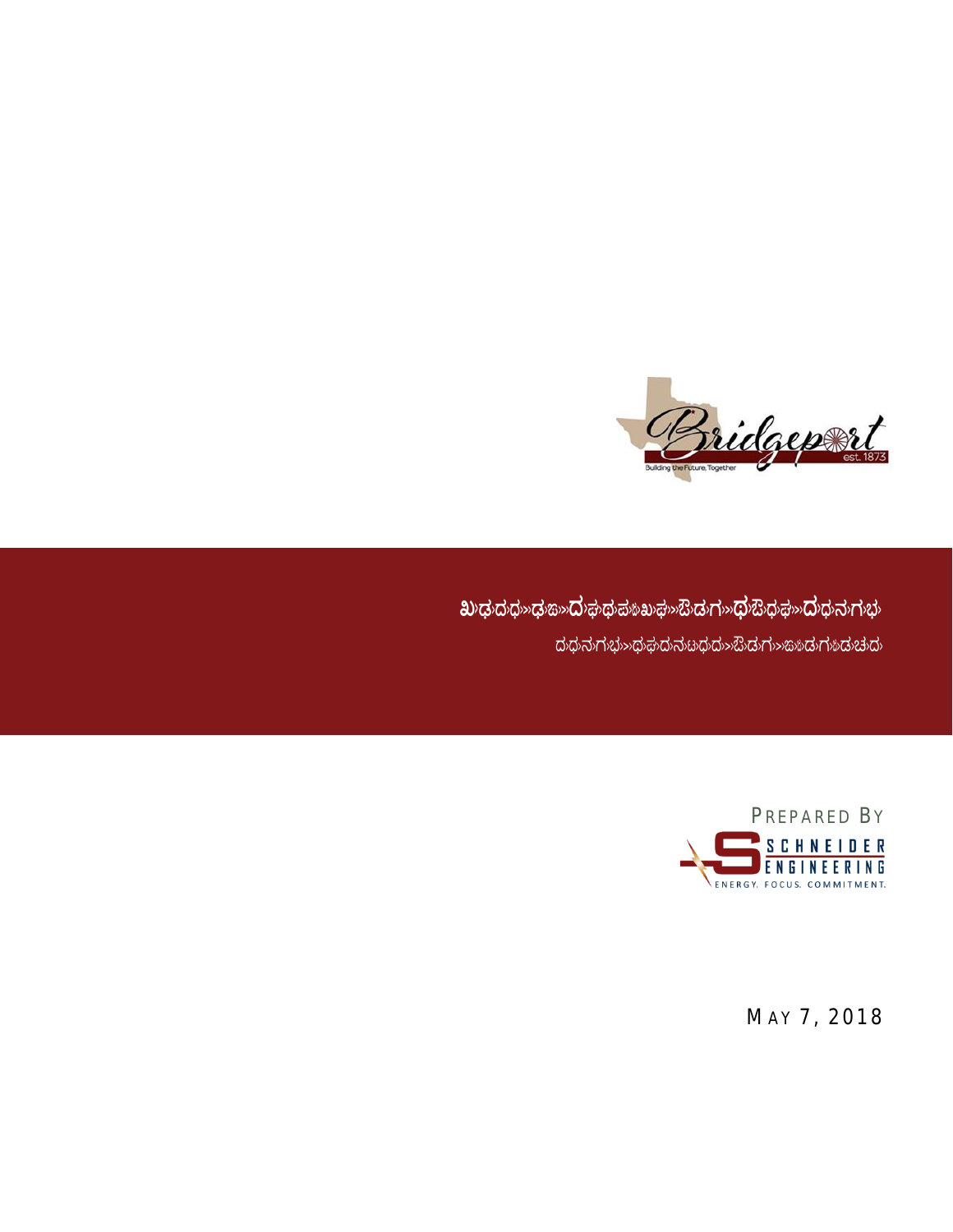Bridgeport

est. 1873

Building the Future, Together

# ಖಢದಧ»ಢಜ»ದಫಥಪ಼ಖಫ»ಔಡಗ»ಧಔಧಫ»ದಧನಗಭ

ದಧನಗಭ»ಧಫದನಟಧದ»ಔಡಗ»ಜ಼ಡಗ಼ಡಚದ

PREPARED BY

SCHNEIDER ENGINEERING

ENERGY. FOCUS. COMMITMENT.

MAY 7, 2018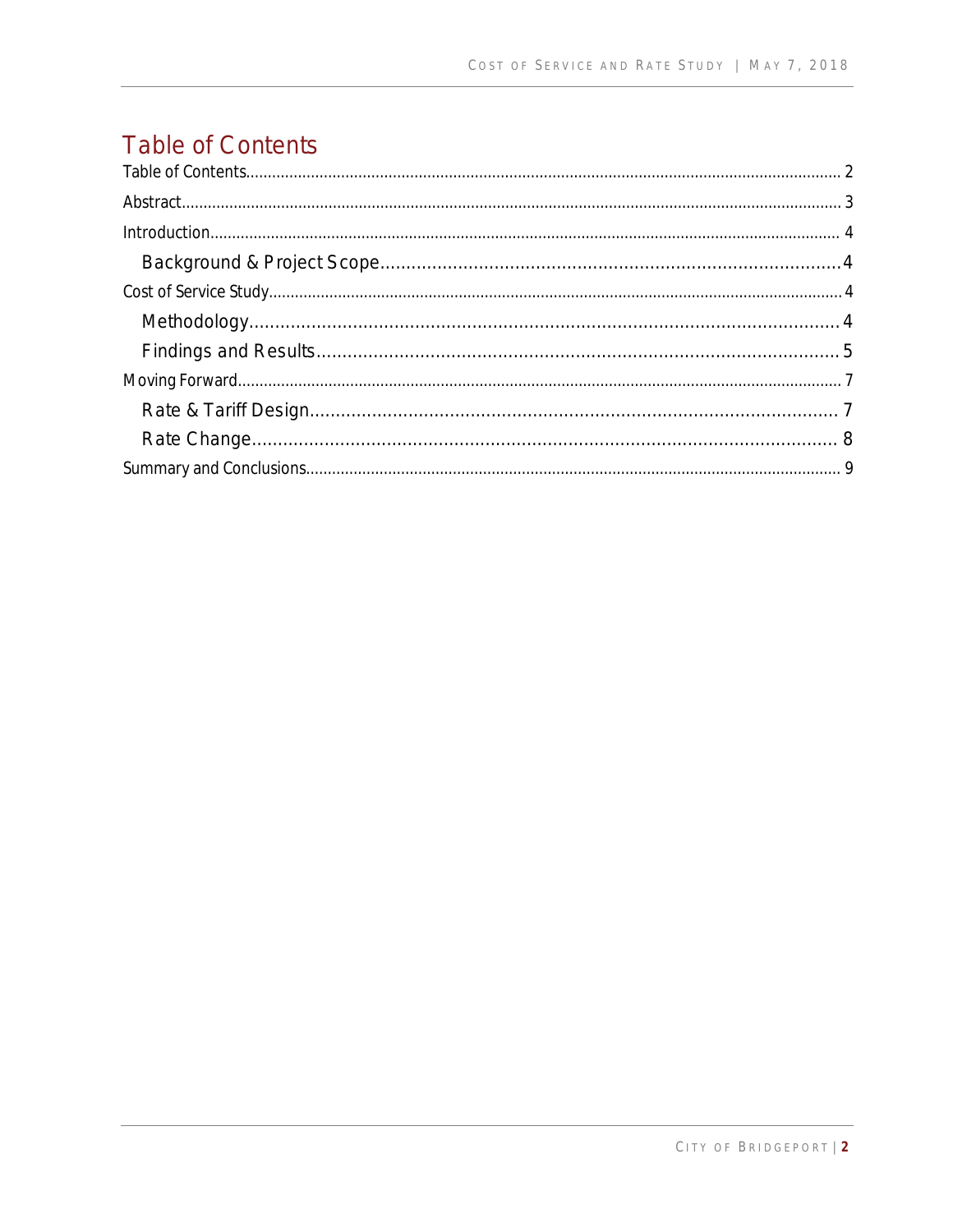# Table of Contents

Table of Contents .......... 2

Abstract .......... 3

Introduction .......... 4

- Background & Project Scope .......... 4

Cost of Service Study .......... 4

- Methodology .......... 4
- Findings and Results .......... 5

Moving Forward .......... 7

- Rate & Tariff Design .......... 7
- Rate Change .......... 8

Summary and Conclusions .......... 9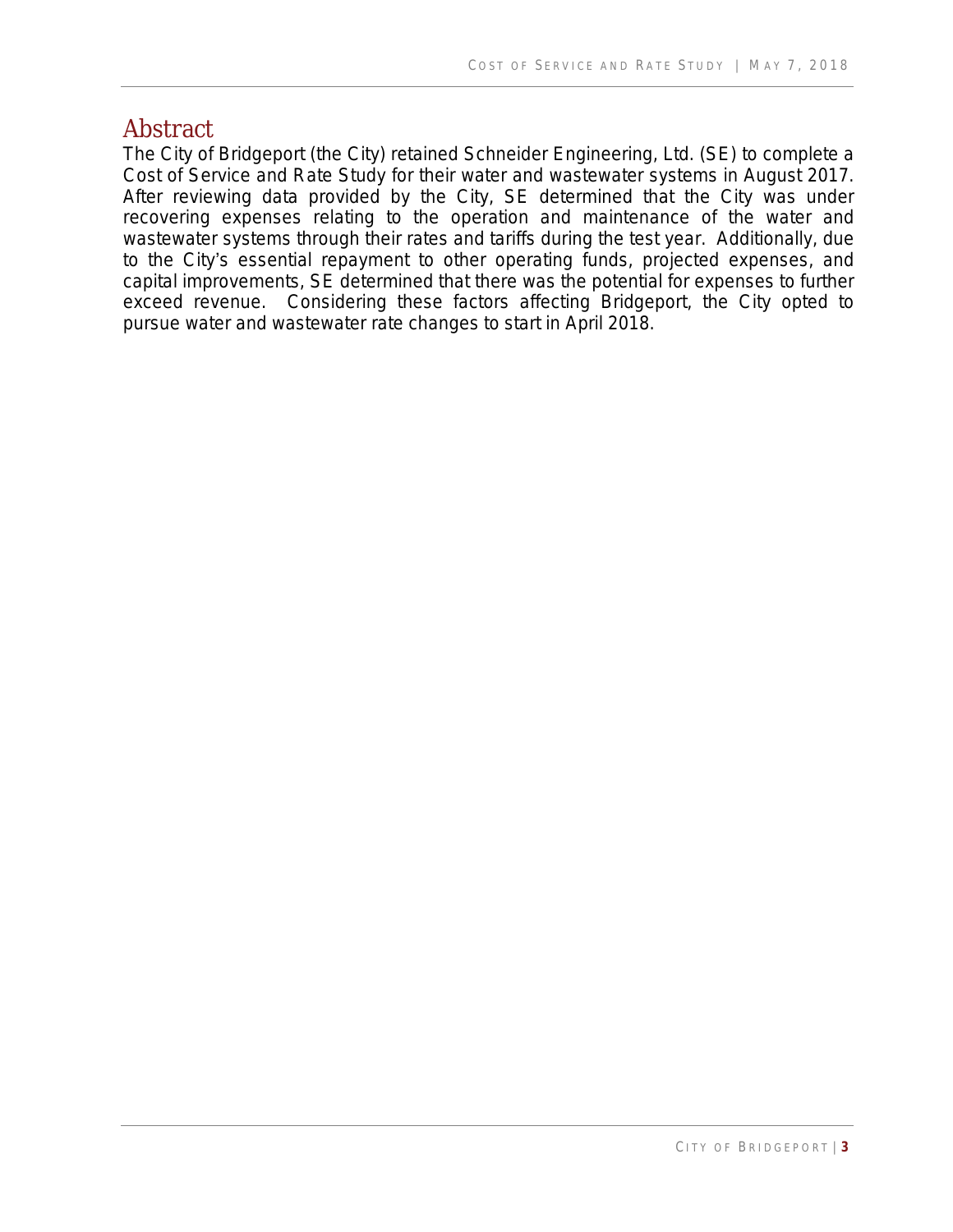# Abstract

The City of Bridgeport (the City) retained Schneider Engineering, Ltd. (SE) to complete a Cost of Service and Rate Study for their water and wastewater systems in August 2017. After reviewing data provided by the City, SE determined that the City was under recovering expenses relating to the operation and maintenance of the water and wastewater systems through their rates and tariffs during the test year. Additionally, due to the City's essential repayment to other operating funds, projected expenses, and capital improvements, SE determined that there was the potential for expenses to further exceed revenue. Considering these factors affecting Bridgeport, the City opted to pursue water and wastewater rate changes to start in April 2018.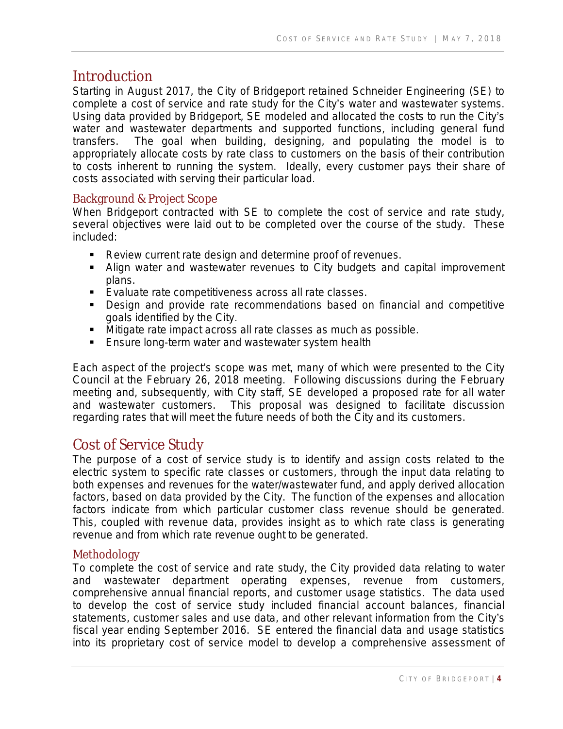# Introduction

Starting in August 2017, the City of Bridgeport retained Schneider Engineering (SE) to complete a cost of service and rate study for the City's water and wastewater systems. Using data provided by Bridgeport, SE modeled and allocated the costs to run the City's water and wastewater departments and supported functions, including general fund transfers. The goal when building, designing, and populating the model is to appropriately allocate costs by rate class to customers on the basis of their contribution to costs inherent to running the system. Ideally, every customer pays their share of costs associated with serving their particular load.

## Background & Project Scope

When Bridgeport contracted with SE to complete the cost of service and rate study, several objectives were laid out to be completed over the course of the study. These included:

- Review current rate design and determine proof of revenues.
- Align water and wastewater revenues to City budgets and capital improvement plans.
- Evaluate rate competitiveness across all rate classes.
- Design and provide rate recommendations based on financial and competitive goals identified by the City.
- Mitigate rate impact across all rate classes as much as possible.
- Ensure long-term water and wastewater system health

Each aspect of the project's scope was met, many of which were presented to the City Council at the February 26, 2018 meeting. Following discussions during the February meeting and, subsequently, with City staff, SE developed a proposed rate for all water and wastewater customers. This proposal was designed to facilitate discussion regarding rates that will meet the future needs of both the City and its customers.

# Cost of Service Study

The purpose of a cost of service study is to identify and assign costs related to the electric system to specific rate classes or customers, through the input data relating to both expenses and revenues for the water/wastewater fund, and apply derived allocation factors, based on data provided by the City. The function of the expenses and allocation factors indicate from which particular customer class revenue should be generated. This, coupled with revenue data, provides insight as to which rate class is generating revenue and from which rate revenue ought to be generated.

## Methodology

To complete the cost of service and rate study, the City provided data relating to water and wastewater department operating expenses, revenue from customers, comprehensive annual financial reports, and customer usage statistics. The data used to develop the cost of service study included financial account balances, financial statements, customer sales and use data, and other relevant information from the City's fiscal year ending September 2016. SE entered the financial data and usage statistics into its proprietary cost of service model to develop a comprehensive assessment of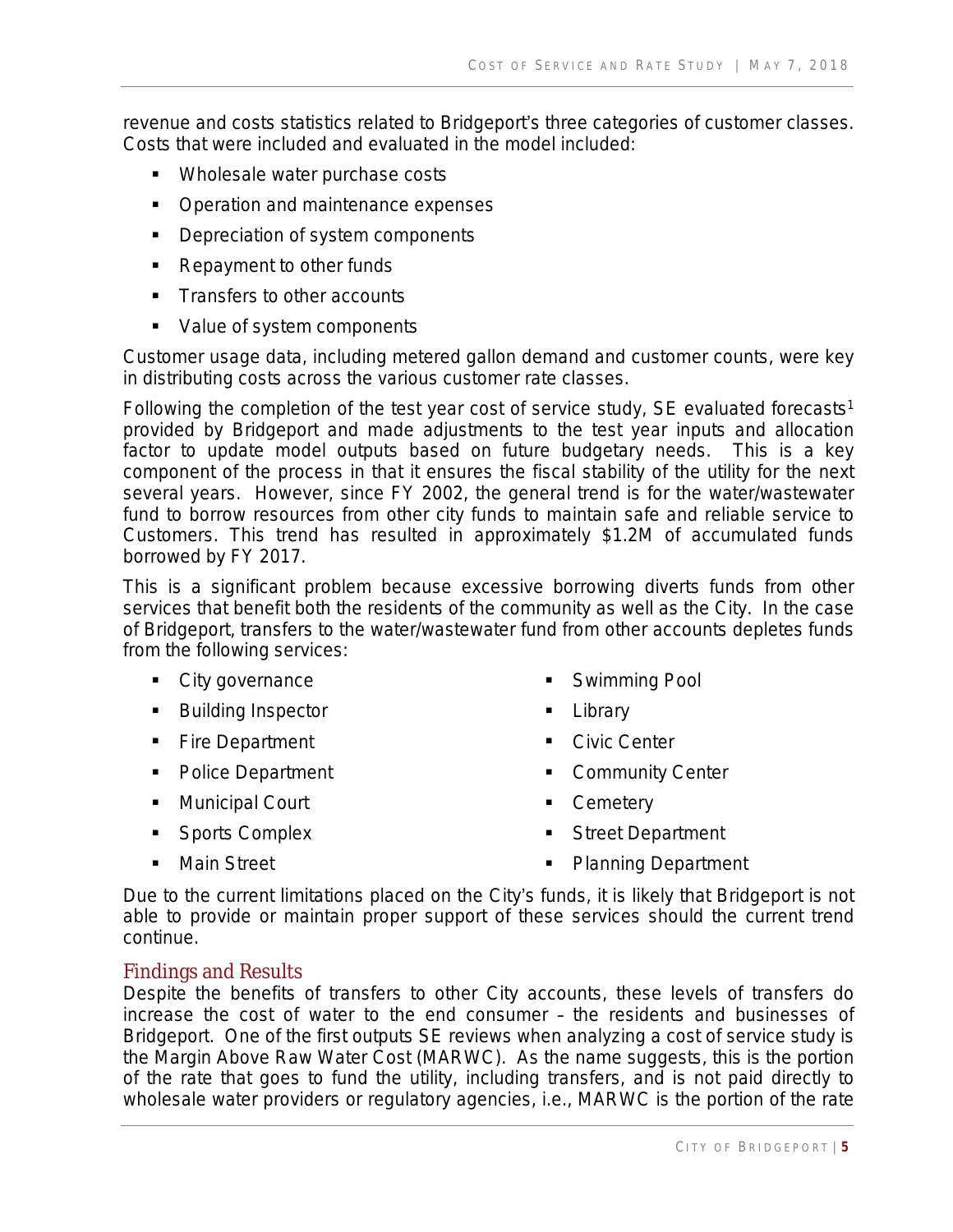revenue and costs statistics related to Bridgeport's three categories of customer classes. Costs that were included and evaluated in the model included:

- Wholesale water purchase costs
- Operation and maintenance expenses
- Depreciation of system components
- Repayment to other funds
- Transfers to other accounts
- Value of system components

Customer usage data, including metered gallon demand and customer counts, were key in distributing costs across the various customer rate classes.

Following the completion of the test year cost of service study, SE evaluated forecasts[1] provided by Bridgeport and made adjustments to the test year inputs and allocation factor to update model outputs based on future budgetary needs. This is a key component of the process in that it ensures the fiscal stability of the utility for the next several years. However, since FY 2002, the general trend is for the water/wastewater fund to borrow resources from other city funds to maintain safe and reliable service to Customers. This trend has resulted in approximately $1.2M of accumulated funds borrowed by FY 2017.

This is a significant problem because excessive borrowing diverts funds from other services that benefit both the residents of the community as well as the City. In the case of Bridgeport, transfers to the water/wastewater fund from other accounts depletes funds from the following services:

- City governance
- Building Inspector
- Fire Department
- Police Department
- Municipal Court
- Sports Complex
- Main Street
- Swimming Pool
- Library
- Civic Center
- Community Center
- Cemetery
- Street Department
- Planning Department

Due to the current limitations placed on the City's funds, it is likely that Bridgeport is not able to provide or maintain proper support of these services should the current trend continue.

## Findings and Results

Despite the benefits of transfers to other City accounts, these levels of transfers do increase the cost of water to the end consumer – the residents and businesses of Bridgeport. One of the first outputs SE reviews when analyzing a cost of service study is the Margin Above Raw Water Cost (MARWC). As the name suggests, this is the portion of the rate that goes to fund the utility, including transfers, and is not paid directly to wholesale water providers or regulatory agencies, i.e., MARWC is the portion of the rate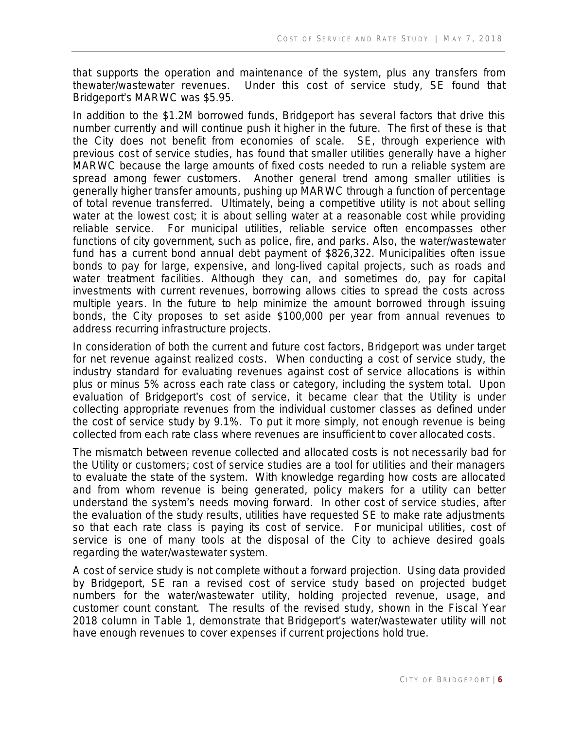that supports the operation and maintenance of the system, plus any transfers from thewater/wastewater revenues. Under this cost of service study, SE found that Bridgeport's MARWC was $5.95.

In addition to the $1.2M borrowed funds, Bridgeport has several factors that drive this number currently and will continue push it higher in the future. The first of these is that the City does not benefit from economies of scale. SE, through experience with previous cost of service studies, has found that smaller utilities generally have a higher MARWC because the large amounts of fixed costs needed to run a reliable system are spread among fewer customers. Another general trend among smaller utilities is generally higher transfer amounts, pushing up MARWC through a function of percentage of total revenue transferred. Ultimately, being a competitive utility is not about selling water at the lowest cost; it is about selling water at a reasonable cost while providing reliable service. For municipal utilities, reliable service often encompasses other functions of city government, such as police, fire, and parks. Also, the water/wastewater fund has a current bond annual debt payment of $826,322. Municipalities often issue bonds to pay for large, expensive, and long-lived capital projects, such as roads and water treatment facilities. Although they can, and sometimes do, pay for capital investments with current revenues, borrowing allows cities to spread the costs across multiple years. In the future to help minimize the amount borrowed through issuing bonds, the City proposes to set aside $100,000 per year from annual revenues to address recurring infrastructure projects.

In consideration of both the current and future cost factors, Bridgeport was under target for net revenue against realized costs. When conducting a cost of service study, the industry standard for evaluating revenues against cost of service allocations is within plus or minus 5% across each rate class or category, including the system total. Upon evaluation of Bridgeport's cost of service, it became clear that the Utility is under collecting appropriate revenues from the individual customer classes as defined under the cost of service study by 9.1%. To put it more simply, not enough revenue is being collected from each rate class where revenues are insufficient to cover allocated costs.

The mismatch between revenue collected and allocated costs is not necessarily bad for the Utility or customers; cost of service studies are a tool for utilities and their managers to evaluate the state of the system. With knowledge regarding how costs are allocated and from whom revenue is being generated, policy makers for a utility can better understand the system's needs moving forward. In other cost of service studies, after the evaluation of the study results, utilities have requested SE to make rate adjustments so that each rate class is paying its cost of service. For municipal utilities, cost of service is one of many tools at the disposal of the City to achieve desired goals regarding the water/wastewater system.

A cost of service study is not complete without a forward projection. Using data provided by Bridgeport, SE ran a revised cost of service study based on projected budget numbers for the water/wastewater utility, holding projected revenue, usage, and customer count constant. The results of the revised study, shown in the Fiscal Year 2018 column in Table 1, demonstrate that Bridgeport's water/wastewater utility will not have enough revenues to cover expenses if current projections hold true.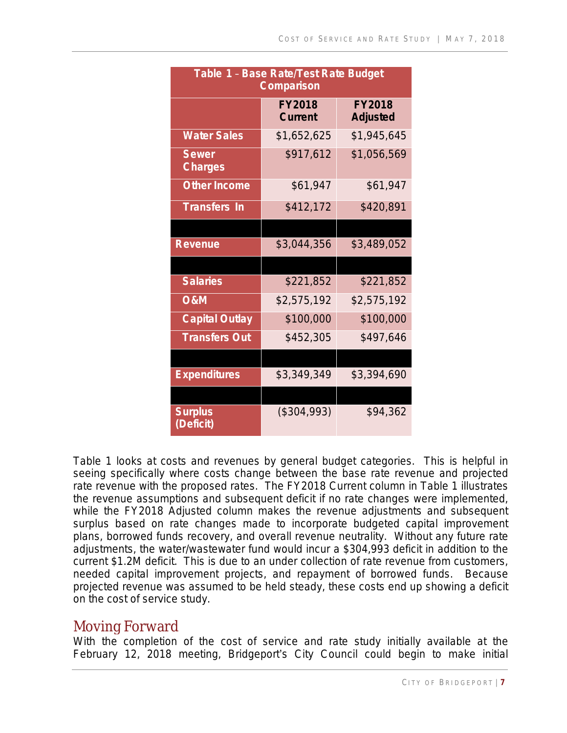| Table 1 – Base Rate/Test Rate Budget Comparison | | |
|---|---|---|
| | **FY2018 Current** | **FY2018 Adjusted** |
| **Water Sales** | $1,652,625 | $1,945,645 |
| **Sewer Charges** | $917,612 | $1,056,569 |
| **Other Income** | $61,947 | $61,947 |
| **Transfers In** | $412,172 | $420,891 |
| | | |
| **Revenue** | $3,044,356 | $3,489,052 |
| | | |
| **Salaries** | $221,852 | $221,852 |
| **O&M** | $2,575,192 | $2,575,192 |
| **Capital Outlay** | $100,000 | $100,000 |
| **Transfers Out** | $452,305 | $497,646 |
| | | |
| **Expenditures** | $3,349,349 | $3,394,690 |
| | | |
| **Surplus (Deficit)** | ($304,993) | $94,362 |

Table 1 looks at costs and revenues by general budget categories. This is helpful in seeing specifically where costs change between the base rate revenue and projected rate revenue with the proposed rates. The FY2018 Current column in Table 1 illustrates the revenue assumptions and subsequent deficit if no rate changes were implemented, while the FY2018 Adjusted column makes the revenue adjustments and subsequent surplus based on rate changes made to incorporate budgeted capital improvement plans, borrowed funds recovery, and overall revenue neutrality. Without any future rate adjustments, the water/wastewater fund would incur a $304,993 deficit in addition to the current $1.2M deficit. This is due to an under collection of rate revenue from customers, needed capital improvement projects, and repayment of borrowed funds. Because projected revenue was assumed to be held steady, these costs end up showing a deficit on the cost of service study.

## Moving Forward

With the completion of the cost of service and rate study initially available at the February 12, 2018 meeting, Bridgeport's City Council could begin to make initial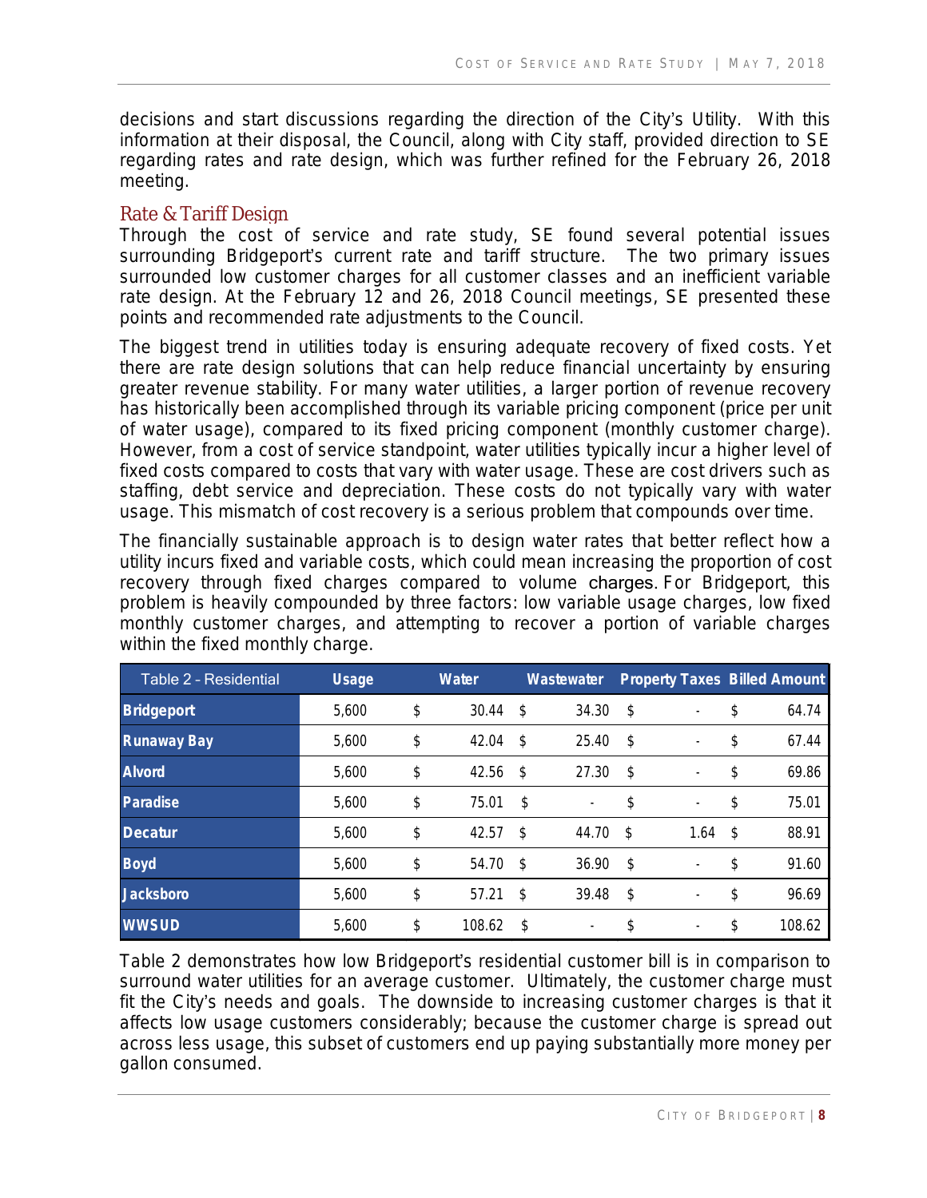decisions and start discussions regarding the direction of the City's Utility. With this information at their disposal, the Council, along with City staff, provided direction to SE regarding rates and rate design, which was further refined for the February 26, 2018 meeting.

## Rate & Tariff Design

Through the cost of service and rate study, SE found several potential issues surrounding Bridgeport's current rate and tariff structure. The two primary issues surrounded low customer charges for all customer classes and an inefficient variable rate design. At the February 12 and 26, 2018 Council meetings, SE presented these points and recommended rate adjustments to the Council.

The biggest trend in utilities today is ensuring adequate recovery of fixed costs. Yet there are rate design solutions that can help reduce financial uncertainty by ensuring greater revenue stability. For many water utilities, a larger portion of revenue recovery has historically been accomplished through its variable pricing component (price per unit of water usage), compared to its fixed pricing component (monthly customer charge). However, from a cost of service standpoint, water utilities typically incur a higher level of fixed costs compared to costs that vary with water usage. These are cost drivers such as staffing, debt service and depreciation. These costs do not typically vary with water usage. This mismatch of cost recovery is a serious problem that compounds over time.

The financially sustainable approach is to design water rates that better reflect how a utility incurs fixed and variable costs, which could mean increasing the proportion of cost recovery through fixed charges compared to volume charges. For Bridgeport, this problem is heavily compounded by three factors: low variable usage charges, low fixed monthly customer charges, and attempting to recover a portion of variable charges within the fixed monthly charge.

| Table 2 - Residential | Usage | Water | Wastewater | Property Taxes | Billed Amount |
|---|---|---|---|---|---|
| **Bridgeport** | 5,600 | $ 30.44 | $ 34.30 | $ - | $ 64.74 |
| **Runaway Bay** | 5,600 | $ 42.04 | $ 25.40 | $ - | $ 67.44 |
| **Alvord** | 5,600 | $ 42.56 | $ 27.30 | $ - | $ 69.86 |
| **Paradise** | 5,600 | $ 75.01 | $ - | $ - | $ 75.01 |
| **Decatur** | 5,600 | $ 42.57 | $ 44.70 | $ 1.64 | $ 88.91 |
| **Boyd** | 5,600 | $ 54.70 | $ 36.90 | $ - | $ 91.60 |
| **Jacksboro** | 5,600 | $ 57.21 | $ 39.48 | $ - | $ 96.69 |
| **WWSUD** | 5,600 | $ 108.62 | $ - | $ - | $ 108.62 |

Table 2 demonstrates how low Bridgeport's residential customer bill is in comparison to surround water utilities for an average customer. Ultimately, the customer charge must fit the City's needs and goals. The downside to increasing customer charges is that it affects low usage customers considerably; because the customer charge is spread out across less usage, this subset of customers end up paying substantially more money per gallon consumed.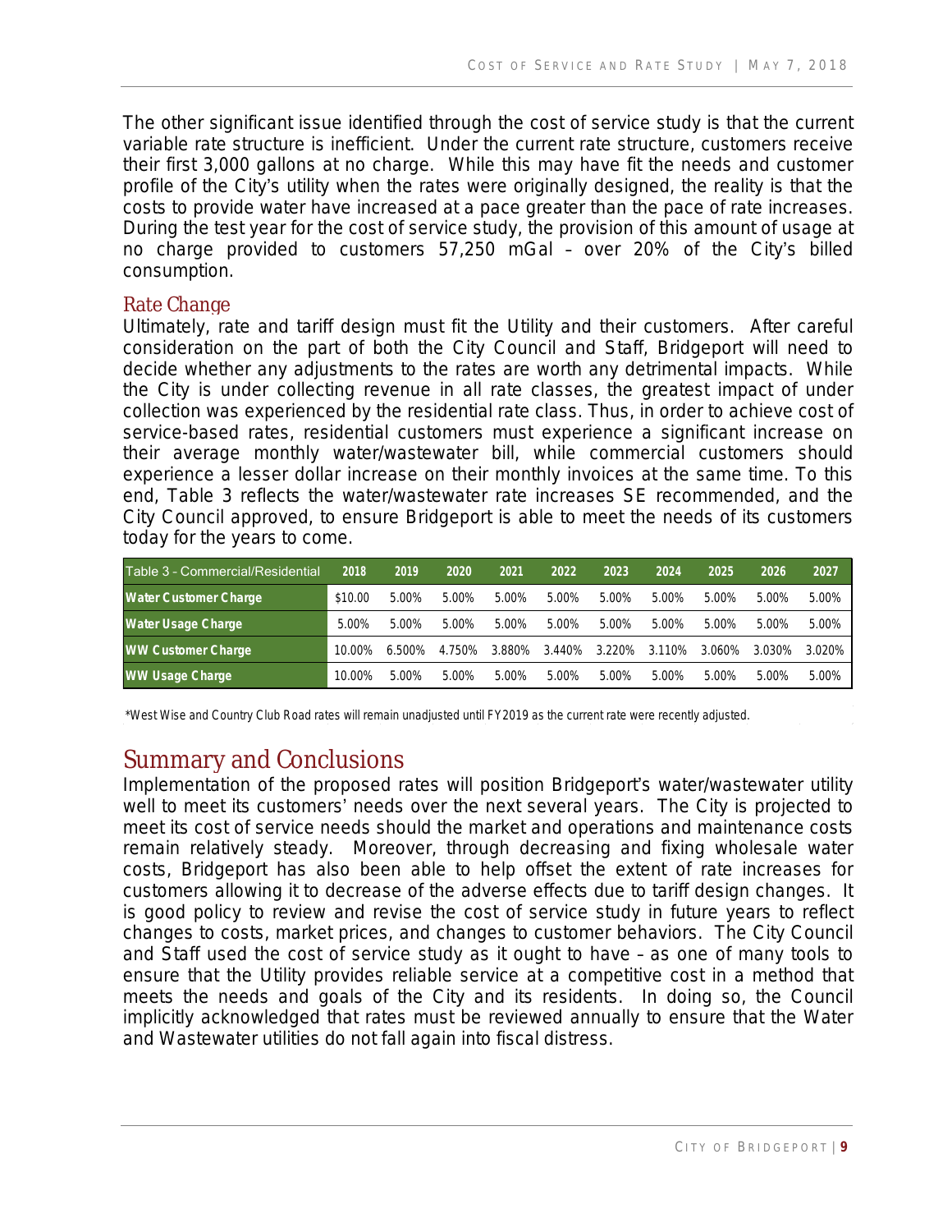The other significant issue identified through the cost of service study is that the current variable rate structure is inefficient. Under the current rate structure, customers receive their first 3,000 gallons at no charge. While this may have fit the needs and customer profile of the City's utility when the rates were originally designed, the reality is that the costs to provide water have increased at a pace greater than the pace of rate increases. During the test year for the cost of service study, the provision of this amount of usage at no charge provided to customers 57,250 mGal – over 20% of the City's billed consumption.

### Rate Change

Ultimately, rate and tariff design must fit the Utility and their customers. After careful consideration on the part of both the City Council and Staff, Bridgeport will need to decide whether any adjustments to the rates are worth any detrimental impacts. While the City is under collecting revenue in all rate classes, the greatest impact of under collection was experienced by the residential rate class. Thus, in order to achieve cost of service-based rates, residential customers must experience a significant increase on their average monthly water/wastewater bill, while commercial customers should experience a lesser dollar increase on their monthly invoices at the same time. To this end, Table 3 reflects the water/wastewater rate increases SE recommended, and the City Council approved, to ensure Bridgeport is able to meet the needs of its customers today for the years to come.

| Table 3 - Commercial/Residential | 2018 | 2019 | 2020 | 2021 | 2022 | 2023 | 2024 | 2025 | 2026 | 2027 |
|---|---|---|---|---|---|---|---|---|---|---|
| **Water Customer Charge** | $10.00 | 5.00% | 5.00% | 5.00% | 5.00% | 5.00% | 5.00% | 5.00% | 5.00% | 5.00% |
| **Water Usage Charge** | 5.00% | 5.00% | 5.00% | 5.00% | 5.00% | 5.00% | 5.00% | 5.00% | 5.00% | 5.00% |
| **WW Customer Charge** | 10.00% | 6.500% | 4.750% | 3.880% | 3.440% | 3.220% | 3.110% | 3.060% | 3.030% | 3.020% |
| **WW Usage Charge** | 10.00% | 5.00% | 5.00% | 5.00% | 5.00% | 5.00% | 5.00% | 5.00% | 5.00% | 5.00% |

*West Wise and Country Club Road rates will remain unadjusted until FY2019 as the current rate were recently adjusted.

## Summary and Conclusions

Implementation of the proposed rates will position Bridgeport's water/wastewater utility well to meet its customers' needs over the next several years. The City is projected to meet its cost of service needs should the market and operations and maintenance costs remain relatively steady. Moreover, through decreasing and fixing wholesale water costs, Bridgeport has also been able to help offset the extent of rate increases for customers allowing it to decrease of the adverse effects due to tariff design changes. It is good policy to review and revise the cost of service study in future years to reflect changes to costs, market prices, and changes to customer behaviors. The City Council and Staff used the cost of service study as it ought to have – as one of many tools to ensure that the Utility provides reliable service at a competitive cost in a method that meets the needs and goals of the City and its residents. In doing so, the Council implicitly acknowledged that rates must be reviewed annually to ensure that the Water and Wastewater utilities do not fall again into fiscal distress.